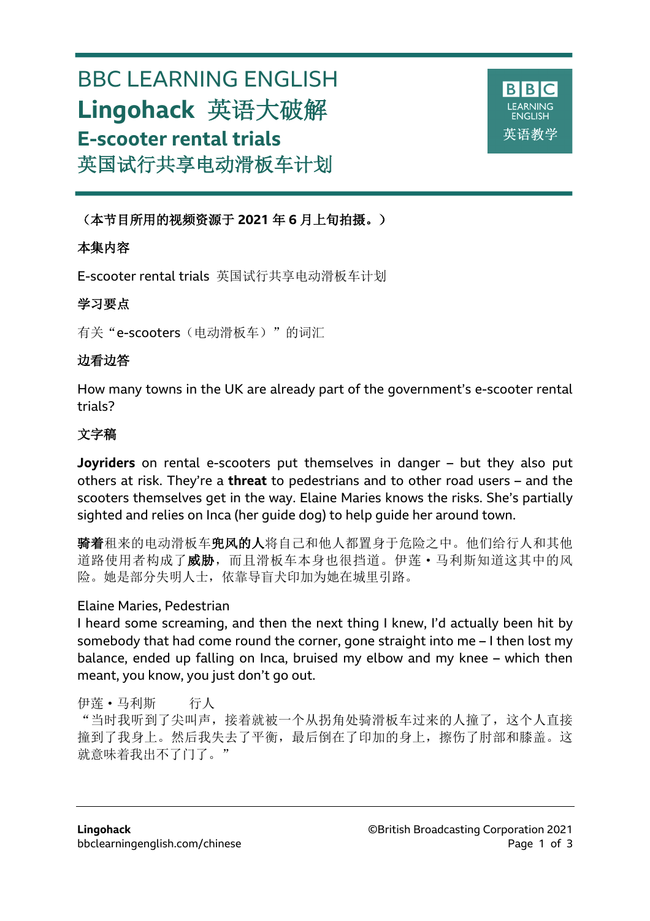# BBC LEARNING ENGLISH

# Lingohack 英语大破解

## E-scooter rental trials

## 英国试行共享电动滑板车计划

**（本节目所用的视频资源于 2021 年 6 月上旬拍摄。）**

**本集内容**

E-scooter rental trials 英国试行共享电动滑板车计划

**学习要点**

有关“e-scooters（电动滑板车）”的词汇

**边看边答**

How many towns in the UK are already part of the government’s e-scooter rental trials?

**文字稿**

**Joyriders** on rental e-scooters put themselves in danger – but they also put others at risk. They’re a **threat** to pedestrians and to other road users – and the scooters themselves get in the way. Elaine Maries knows the risks. She’s partially sighted and relies on Inca (her guide dog) to help guide her around town.

**骑着**租来的电动滑板车**兜风的人**将自己和他人都置身于危险之中。他们给行人和其他道路使用者构成了**威胁**，而且滑板车本身也很挡道。伊莲 • 马利斯知道这其中的风险。她是部分失明人士，依靠导盲犬印加为她在城里引路。

Elaine Maries, Pedestrian
I heard some screaming, and then the next thing I knew, I’d actually been hit by somebody that had come round the corner, gone straight into me – I then lost my balance, ended up falling on Inca, bruised my elbow and my knee – which then meant, you know, you just don’t go out.

伊莲 • 马利斯　　行人
“当时我听到了尖叫声，接着就被一个从拐角处骑滑板车过来的人撞了，这个人直接撞到了我身上。然后我失去了平衡，最后倒在了印加的身上，擦伤了肘部和膝盖。这就意味着我出不了门了。”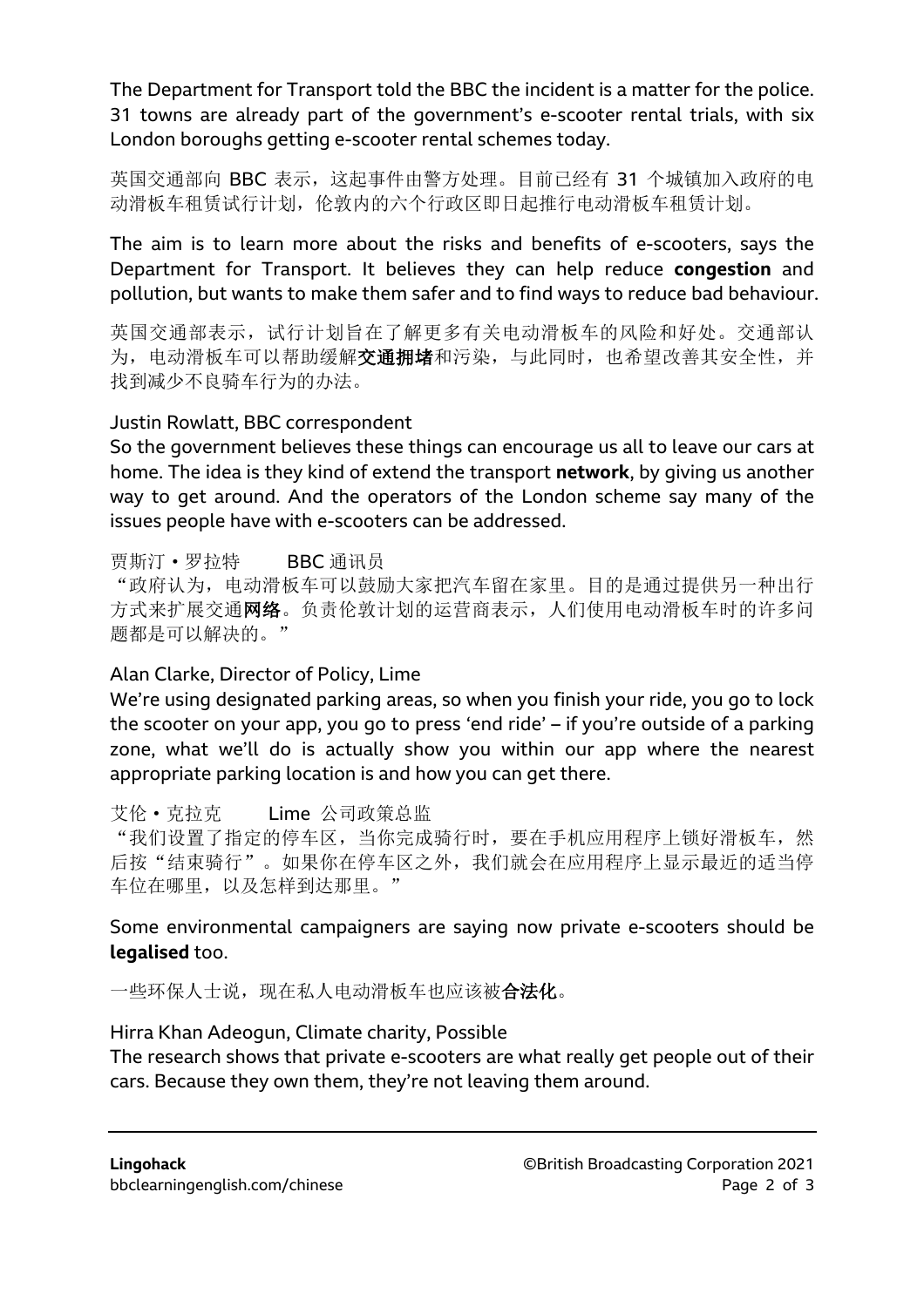The Department for Transport told the BBC the incident is a matter for the police. 31 towns are already part of the government's e-scooter rental trials, with six London boroughs getting e-scooter rental schemes today.

英国交通部向 BBC 表示，这起事件由警方处理。目前已经有 31 个城镇加入政府的电动滑板车租赁试行计划，伦敦内的六个行政区即日起推行电动滑板车租赁计划。

The aim is to learn more about the risks and benefits of e-scooters, says the Department for Transport. It believes they can help reduce **congestion** and pollution, but wants to make them safer and to find ways to reduce bad behaviour.

英国交通部表示，试行计划旨在了解更多有关电动滑板车的风险和好处。交通部认为，电动滑板车可以帮助缓解**交通拥堵**和污染，与此同时，也希望改善其安全性，并找到减少不良骑车行为的办法。

Justin Rowlatt, BBC correspondent
So the government believes these things can encourage us all to leave our cars at home. The idea is they kind of extend the transport **network**, by giving us another way to get around. And the operators of the London scheme say many of the issues people have with e-scooters can be addressed.

贾斯汀・罗拉特　　BBC 通讯员
"政府认为，电动滑板车可以鼓励大家把汽车留在家里。目的是通过提供另一种出行方式来扩展交通**网络**。负责伦敦计划的运营商表示，人们使用电动滑板车时的许多问题都是可以解决的。"

Alan Clarke, Director of Policy, Lime
We're using designated parking areas, so when you finish your ride, you go to lock the scooter on your app, you go to press 'end ride' – if you're outside of a parking zone, what we'll do is actually show you within our app where the nearest appropriate parking location is and how you can get there.

艾伦・克拉克　　Lime 公司政策总监
"我们设置了指定的停车区，当你完成骑行时，要在手机应用程序上锁好滑板车，然后按"结束骑行"。如果你在停车区之外，我们就会在应用程序上显示最近的适当停车位在哪里，以及怎样到达那里。"

Some environmental campaigners are saying now private e-scooters should be **legalised** too.

一些环保人士说，现在私人电动滑板车也应该被**合法化**。

Hirra Khan Adeogun, Climate charity, Possible
The research shows that private e-scooters are what really get people out of their cars. Because they own them, they're not leaving them around.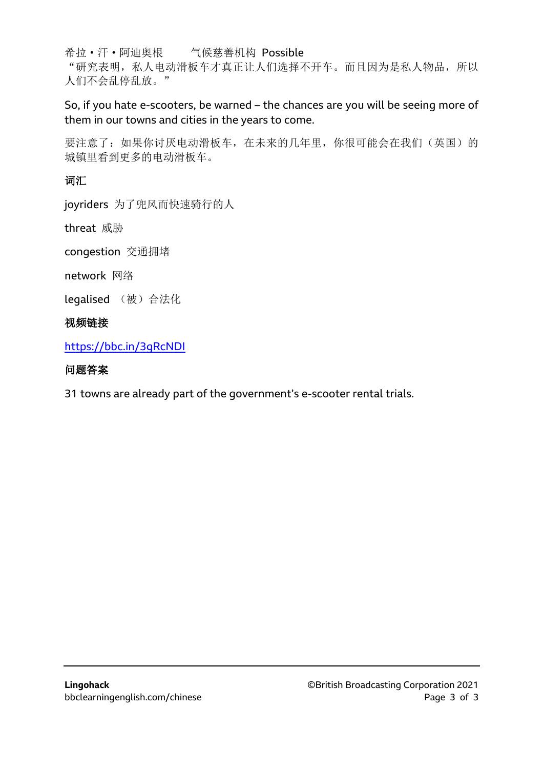希拉・汗・阿迪奥根　　气候慈善机构 Possible
"研究表明，私人电动滑板车才真正让人们选择不开车。而且因为是私人物品，所以人们不会乱停乱放。"

So, if you hate e-scooters, be warned – the chances are you will be seeing more of them in our towns and cities in the years to come.

要注意了：如果你讨厌电动滑板车，在未来的几年里，你很可能会在我们（英国）的城镇里看到更多的电动滑板车。

**词汇**

joyriders 为了兜风而快速骑行的人

threat 威胁

congestion 交通拥堵

network 网络

legalised （被）合法化

**视频链接**

https://bbc.in/3qRcNDI

**问题答案**

31 towns are already part of the government's e-scooter rental trials.